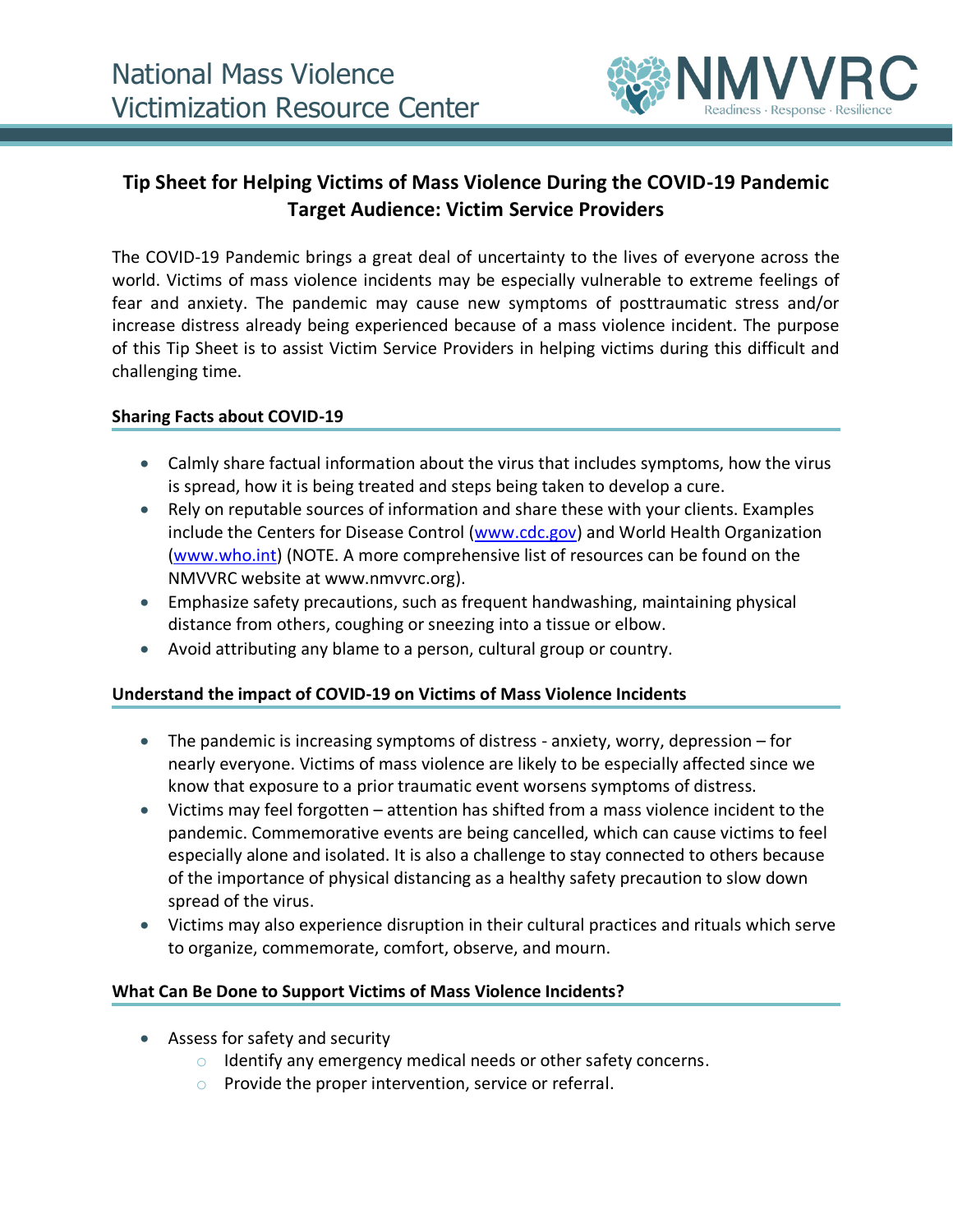National Mass Violence Victimization Resource Center

NMVVRC Readiness · Response · Resilience

## Tip Sheet for Helping Victims of Mass Violence During the COVID-19 Pandemic
## Target Audience: Victim Service Providers

The COVID-19 Pandemic brings a great deal of uncertainty to the lives of everyone across the world. Victims of mass violence incidents may be especially vulnerable to extreme feelings of fear and anxiety. The pandemic may cause new symptoms of posttraumatic stress and/or increase distress already being experienced because of a mass violence incident. The purpose of this Tip Sheet is to assist Victim Service Providers in helping victims during this difficult and challenging time.

### Sharing Facts about COVID-19

- Calmly share factual information about the virus that includes symptoms, how the virus is spread, how it is being treated and steps being taken to develop a cure.
- Rely on reputable sources of information and share these with your clients. Examples include the Centers for Disease Control (www.cdc.gov) and World Health Organization (www.who.int) (NOTE. A more comprehensive list of resources can be found on the NMVVRC website at www.nmvvrc.org).
- Emphasize safety precautions, such as frequent handwashing, maintaining physical distance from others, coughing or sneezing into a tissue or elbow.
- Avoid attributing any blame to a person, cultural group or country.

### Understand the impact of COVID-19 on Victims of Mass Violence Incidents

- The pandemic is increasing symptoms of distress - anxiety, worry, depression – for nearly everyone. Victims of mass violence are likely to be especially affected since we know that exposure to a prior traumatic event worsens symptoms of distress.
- Victims may feel forgotten – attention has shifted from a mass violence incident to the pandemic. Commemorative events are being cancelled, which can cause victims to feel especially alone and isolated. It is also a challenge to stay connected to others because of the importance of physical distancing as a healthy safety precaution to slow down spread of the virus.
- Victims may also experience disruption in their cultural practices and rituals which serve to organize, commemorate, comfort, observe, and mourn.

### What Can Be Done to Support Victims of Mass Violence Incidents?

- Assess for safety and security
  - Identify any emergency medical needs or other safety concerns.
  - Provide the proper intervention, service or referral.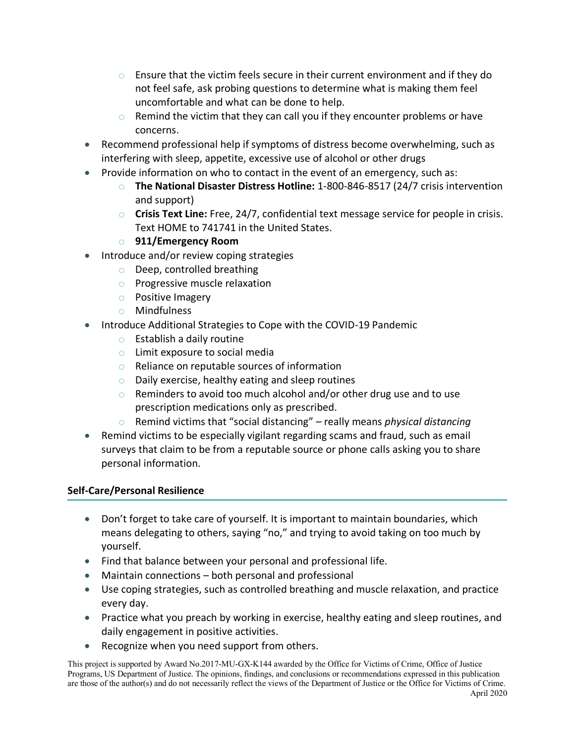- Ensure that the victim feels secure in their current environment and if they do not feel safe, ask probing questions to determine what is making them feel uncomfortable and what can be done to help.
  - Remind the victim that they can call you if they encounter problems or have concerns.
- Recommend professional help if symptoms of distress become overwhelming, such as interfering with sleep, appetite, excessive use of alcohol or other drugs
- Provide information on who to contact in the event of an emergency, such as:
  - **The National Disaster Distress Hotline:** 1-800-846-8517 (24/7 crisis intervention and support)
  - **Crisis Text Line:** Free, 24/7, confidential text message service for people in crisis. Text HOME to 741741 in the United States.
  - **911/Emergency Room**
- Introduce and/or review coping strategies
  - Deep, controlled breathing
  - Progressive muscle relaxation
  - Positive Imagery
  - Mindfulness
- Introduce Additional Strategies to Cope with the COVID-19 Pandemic
  - Establish a daily routine
  - Limit exposure to social media
  - Reliance on reputable sources of information
  - Daily exercise, healthy eating and sleep routines
  - Reminders to avoid too much alcohol and/or other drug use and to use prescription medications only as prescribed.
  - Remind victims that "social distancing" – really means *physical distancing*
- Remind victims to be especially vigilant regarding scams and fraud, such as email surveys that claim to be from a reputable source or phone calls asking you to share personal information.

**Self-Care/Personal Resilience**

- Don't forget to take care of yourself. It is important to maintain boundaries, which means delegating to others, saying "no," and trying to avoid taking on too much by yourself.
- Find that balance between your personal and professional life.
- Maintain connections – both personal and professional
- Use coping strategies, such as controlled breathing and muscle relaxation, and practice every day.
- Practice what you preach by working in exercise, healthy eating and sleep routines, and daily engagement in positive activities.
- Recognize when you need support from others.

This project is supported by Award No.2017-MU-GX-K144 awarded by the Office for Victims of Crime, Office of Justice Programs, US Department of Justice. The opinions, findings, and conclusions or recommendations expressed in this publication are those of the author(s) and do not necessarily reflect the views of the Department of Justice or the Office for Victims of Crime.

April 2020